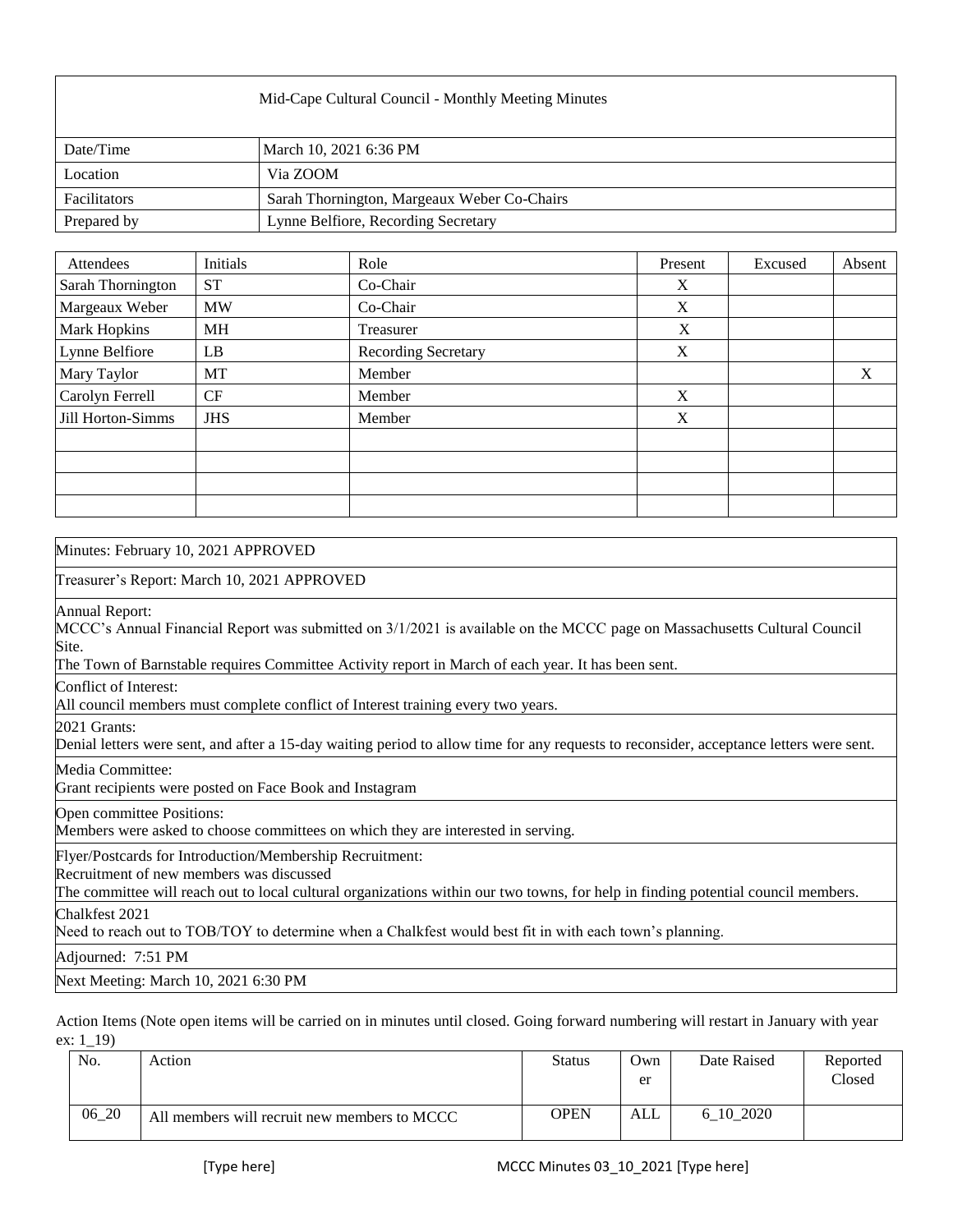| Mid-Cape Cultural Council - Monthly Meeting Minutes | |
|---|---|
| Date/Time | March 10, 2021 6:36 PM |
| Location | Via ZOOM |
| Facilitators | Sarah Thornington, Margeaux Weber Co-Chairs |
| Prepared by | Lynne Belfiore, Recording Secretary |

| Attendees | Initials | Role | Present | Excused | Absent |
|---|---|---|---|---|---|
| Sarah Thornington | ST | Co-Chair | X | | |
| Margeaux Weber | MW | Co-Chair | X | | |
| Mark Hopkins | MH | Treasurer | X | | |
| Lynne Belfiore | LB | Recording Secretary | X | | |
| Mary Taylor | MT | Member | | | X |
| Carolyn Ferrell | CF | Member | X | | |
| Jill Horton-Simms | JHS | Member | X | | |
| | | | | | |
| | | | | | |
| | | | | | |
| | | | | | |

Minutes: February 10, 2021 APPROVED

Treasurer's Report: March 10, 2021 APPROVED

Annual Report:
MCCC's Annual Financial Report was submitted on 3/1/2021 is available on the MCCC page on Massachusetts Cultural Council Site.
The Town of Barnstable requires Committee Activity report in March of each year. It has been sent.

Conflict of Interest:
All council members must complete conflict of Interest training every two years.

2021 Grants:
Denial letters were sent, and after a 15-day waiting period to allow time for any requests to reconsider, acceptance letters were sent.

Media Committee:
Grant recipients were posted on Face Book and Instagram

Open committee Positions:
Members were asked to choose committees on which they are interested in serving.

Flyer/Postcards for Introduction/Membership Recruitment:
Recruitment of new members was discussed
The committee will reach out to local cultural organizations within our two towns, for help in finding potential council members.

Chalkfest 2021
Need to reach out to TOB/TOY to determine when a Chalkfest would best fit in with each town's planning.

Adjourned: 7:51 PM

Next Meeting: March 10, 2021 6:30 PM

Action Items (Note open items will be carried on in minutes until closed. Going forward numbering will restart in January with year ex: 1_19)

| No. | Action | Status | Owner | Date Raised | Reported Closed |
|---|---|---|---|---|---|
| 06_20 | All members will recruit new members to MCCC | OPEN | ALL | 6_10_2020 | |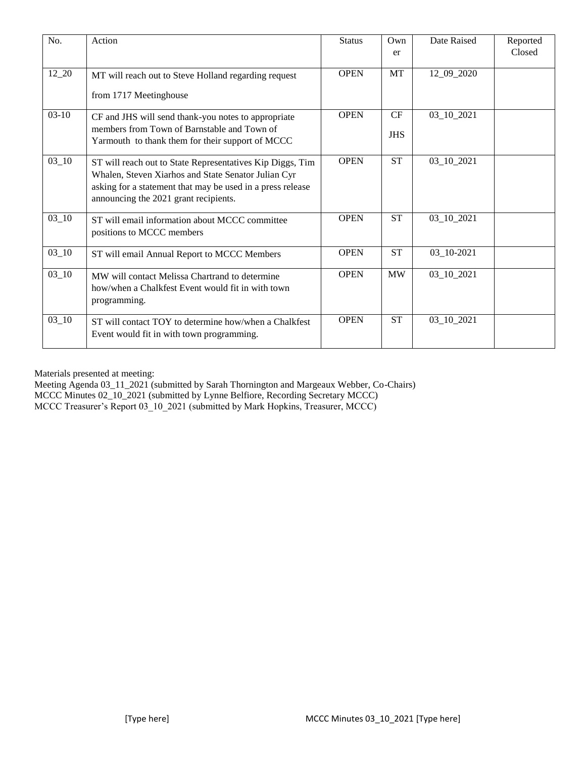| No. | Action | Status | Owner | Date Raised | Reported Closed |
|---|---|---|---|---|---|
| 12_20 | MT will reach out to Steve Holland regarding request from 1717 Meetinghouse | OPEN | MT | 12_09_2020 | |
| 03-10 | CF and JHS will send thank-you notes to appropriate members from Town of Barnstable and Town of Yarmouth to thank them for their support of MCCC | OPEN | CF JHS | 03_10_2021 | |
| 03_10 | ST will reach out to State Representatives Kip Diggs, Tim Whalen, Steven Xiarhos and State Senator Julian Cyr asking for a statement that may be used in a press release announcing the 2021 grant recipients. | OPEN | ST | 03_10_2021 | |
| 03_10 | ST will email information about MCCC committee positions to MCCC members | OPEN | ST | 03_10_2021 | |
| 03_10 | ST will email Annual Report to MCCC Members | OPEN | ST | 03_10-2021 | |
| 03_10 | MW will contact Melissa Chartrand to determine how/when a Chalkfest Event would fit in with town programming. | OPEN | MW | 03_10_2021 | |
| 03_10 | ST will contact TOY to determine how/when a Chalkfest Event would fit in with town programming. | OPEN | ST | 03_10_2021 | |

Materials presented at meeting:
Meeting Agenda 03_11_2021 (submitted by Sarah Thornington and Margeaux Webber, Co-Chairs)
MCCC Minutes 02_10_2021 (submitted by Lynne Belfiore, Recording Secretary MCCC)
MCCC Treasurer's Report 03_10_2021 (submitted by Mark Hopkins, Treasurer, MCCC)